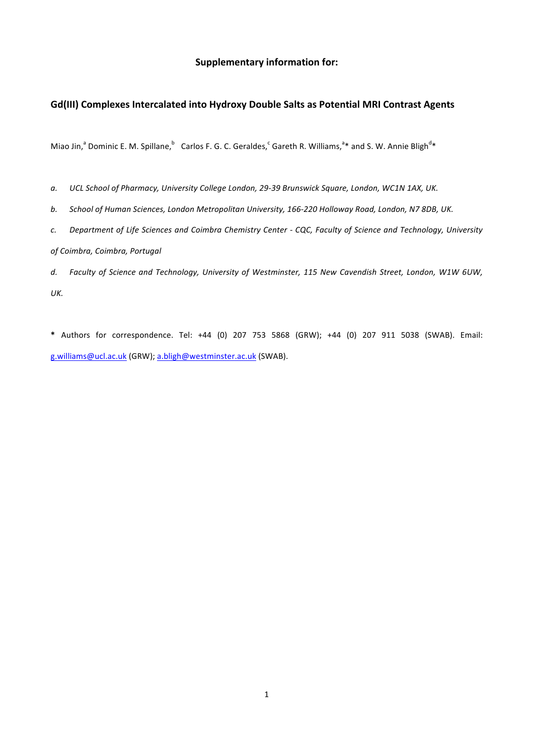## Supplementary information for:

## Gd(III) Complexes Intercalated into Hydroxy Double Salts as Potential MRI Contrast Agents

Miao Jin,[a] Dominic E. M. Spillane,[b] Carlos F. G. C. Geraldes,[c] Gareth R. Williams,[a]* and S. W. Annie Bligh[d]*

*a. UCL School of Pharmacy, University College London, 29-39 Brunswick Square, London, WC1N 1AX, UK.*

*b. School of Human Sciences, London Metropolitan University, 166-220 Holloway Road, London, N7 8DB, UK.*

*c. Department of Life Sciences and Coimbra Chemistry Center - CQC, Faculty of Science and Technology, University of Coimbra, Coimbra, Portugal*

*d. Faculty of Science and Technology, University of Westminster, 115 New Cavendish Street, London, W1W 6UW, UK.*

**\*** Authors for correspondence. Tel: +44 (0) 207 753 5868 (GRW); +44 (0) 207 911 5038 (SWAB). Email: g.williams@ucl.ac.uk (GRW); a.bligh@westminster.ac.uk (SWAB).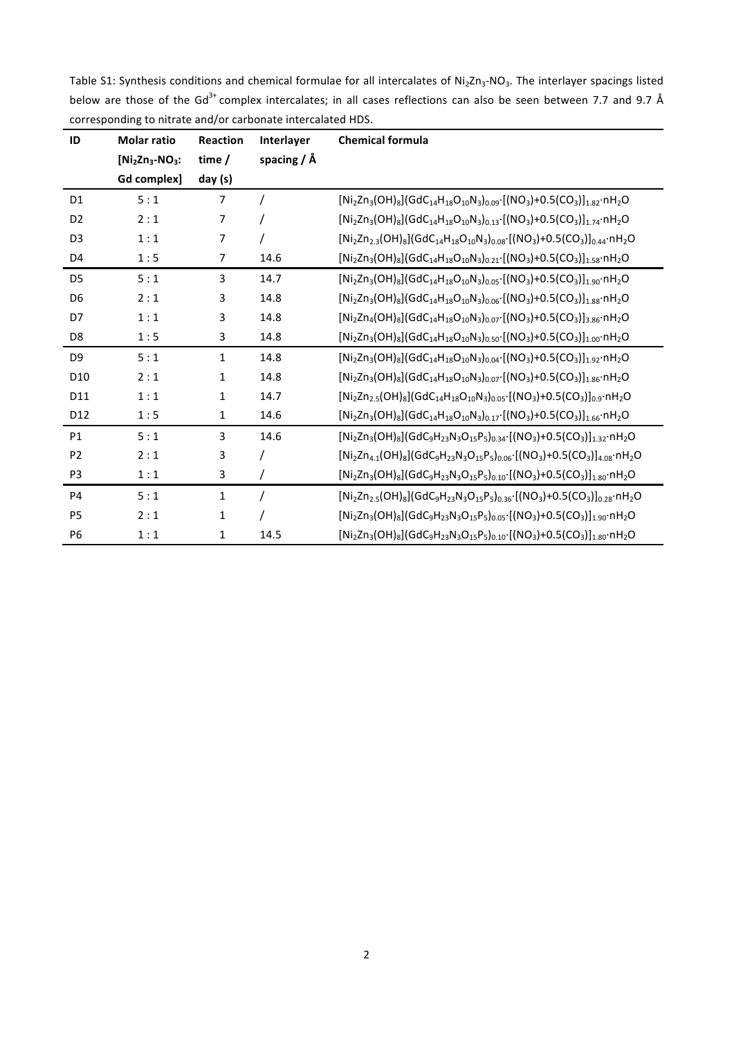Table S1: Synthesis conditions and chemical formulae for all intercalates of $Ni_2Zn_3$-$NO_3$. The interlayer spacings listed below are those of the $Gd^{3+}$ complex intercalates; in all cases reflections can also be seen between 7.7 and 9.7 Å corresponding to nitrate and/or carbonate intercalated HDS.

| ID | Molar ratio [$Ni_2Zn_3$-$NO_3$: Gd complex] | Reaction time / day (s) | Interlayer spacing / Å | Chemical formula |
|---|---|---|---|---|
| D1 | 5 : 1 | 7 | / | $[Ni_2Zn_3(OH)_8](GdC_{14}H_{18}O_{10}N_3)_{0.09}\cdot[(NO_3)+0.5(CO_3)]_{1.82}\cdot nH_2O$ |
| D2 | 2 : 1 | 7 | / | $[Ni_2Zn_3(OH)_8](GdC_{14}H_{18}O_{10}N_3)_{0.13}\cdot[(NO_3)+0.5(CO_3)]_{1.74}\cdot nH_2O$ |
| D3 | 1 : 1 | 7 | / | $[Ni_2Zn_{2.3}(OH)_8](GdC_{14}H_{18}O_{10}N_3)_{0.08}\cdot[(NO_3)+0.5(CO_3)]_{0.44}\cdot nH_2O$ |
| D4 | 1 : 5 | 7 | 14.6 | $[Ni_2Zn_3(OH)_8](GdC_{14}H_{18}O_{10}N_3)_{0.21}\cdot[(NO_3)+0.5(CO_3)]_{1.58}\cdot nH_2O$ |
| D5 | 5 : 1 | 3 | 14.7 | $[Ni_2Zn_3(OH)_8](GdC_{14}H_{18}O_{10}N_3)_{0.05}\cdot[(NO_3)+0.5(CO_3)]_{1.90}\cdot nH_2O$ |
| D6 | 2 : 1 | 3 | 14.8 | $[Ni_2Zn_3(OH)_8](GdC_{14}H_{18}O_{10}N_3)_{0.06}\cdot[(NO_3)+0.5(CO_3)]_{1.88}\cdot nH_2O$ |
| D7 | 1 : 1 | 3 | 14.8 | $[Ni_2Zn_4(OH)_8](GdC_{14}H_{18}O_{10}N_3)_{0.07}\cdot[(NO_3)+0.5(CO_3)]_{3.86}\cdot nH_2O$ |
| D8 | 1 : 5 | 3 | 14.8 | $[Ni_2Zn_3(OH)_8](GdC_{14}H_{18}O_{10}N_3)_{0.50}\cdot[(NO_3)+0.5(CO_3)]_{1.00}\cdot nH_2O$ |
| D9 | 5 : 1 | 1 | 14.8 | $[Ni_2Zn_3(OH)_8](GdC_{14}H_{18}O_{10}N_3)_{0.04}\cdot[(NO_3)+0.5(CO_3)]_{1.92}\cdot nH_2O$ |
| D10 | 2 : 1 | 1 | 14.8 | $[Ni_2Zn_3(OH)_8](GdC_{14}H_{18}O_{10}N_3)_{0.07}\cdot[(NO_3)+0.5(CO_3)]_{1.86}\cdot nH_2O$ |
| D11 | 1 : 1 | 1 | 14.7 | $[Ni_2Zn_{2.5}(OH)_8](GdC_{14}H_{18}O_{10}N_3)_{0.05}\cdot[(NO_3)+0.5(CO_3)]_{0.9}\cdot nH_2O$ |
| D12 | 1 : 5 | 1 | 14.6 | $[Ni_2Zn_3(OH)_8](GdC_{14}H_{18}O_{10}N_3)_{0.17}\cdot[(NO_3)+0.5(CO_3)]_{1.66}\cdot nH_2O$ |
| P1 | 5 : 1 | 3 | 14.6 | $[Ni_2Zn_3(OH)_8](GdC_9H_{23}N_3O_{15}P_5)_{0.34}\cdot[(NO_3)+0.5(CO_3)]_{1.32}\cdot nH_2O$ |
| P2 | 2 : 1 | 3 | / | $[Ni_2Zn_{4.1}(OH)_8](GdC_9H_{23}N_3O_{15}P_5)_{0.06}\cdot[(NO_3)+0.5(CO_3)]_{4.08}\cdot nH_2O$ |
| P3 | 1 : 1 | 3 | / | $[Ni_2Zn_3(OH)_8](GdC_9H_{23}N_3O_{15}P_5)_{0.10}\cdot[(NO_3)+0.5(CO_3)]_{1.80}\cdot nH_2O$ |
| P4 | 5 : 1 | 1 | / | $[Ni_2Zn_{2.5}(OH)_8](GdC_9H_{23}N_3O_{15}P_5)_{0.36}\cdot[(NO_3)+0.5(CO_3)]_{0.28}\cdot nH_2O$ |
| P5 | 2 : 1 | 1 | / | $[Ni_2Zn_3(OH)_8](GdC_9H_{23}N_3O_{15}P_5)_{0.05}\cdot[(NO_3)+0.5(CO_3)]_{1.90}\cdot nH_2O$ |
| P6 | 1 : 1 | 1 | 14.5 | $[Ni_2Zn_3(OH)_8](GdC_9H_{23}N_3O_{15}P_5)_{0.10}\cdot[(NO_3)+0.5(CO_3)]_{1.80}\cdot nH_2O$ |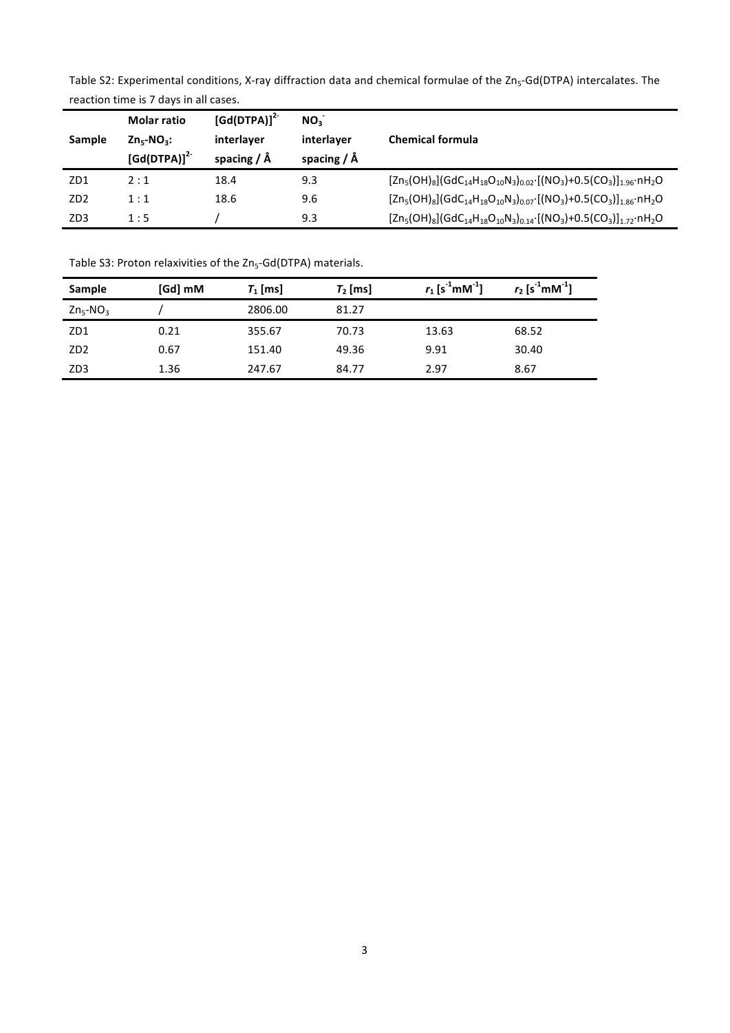Table S2: Experimental conditions, X-ray diffraction data and chemical formulae of the $Zn_5$-Gd(DTPA) intercalates. The reaction time is 7 days in all cases.

| Sample | Molar ratio $Zn_5$-$NO_3$: $[Gd(DTPA)]^{2-}$ | $[Gd(DTPA)]^{2-}$ interlayer spacing / Å | $NO_3^-$ interlayer spacing / Å | Chemical formula |
|---|---|---|---|---|
| ZD1 | 2 : 1 | 18.4 | 9.3 | $[Zn_5(OH)_8](GdC_{14}H_{18}O_{10}N_3)_{0.02}\cdot[(NO_3)+0.5(CO_3)]_{1.96}\cdot nH_2O$ |
| ZD2 | 1 : 1 | 18.6 | 9.6 | $[Zn_5(OH)_8](GdC_{14}H_{18}O_{10}N_3)_{0.07}\cdot[(NO_3)+0.5(CO_3)]_{1.86}\cdot nH_2O$ |
| ZD3 | 1 : 5 | / | 9.3 | $[Zn_5(OH)_8](GdC_{14}H_{18}O_{10}N_3)_{0.14}\cdot[(NO_3)+0.5(CO_3)]_{1.72}\cdot nH_2O$ |

Table S3: Proton relaxivities of the $Zn_5$-Gd(DTPA) materials.

| Sample | [Gd] mM | $T_1$ [ms] | $T_2$ [ms] | $r_1$ [$s^{-1}mM^{-1}$] | $r_2$ [$s^{-1}mM^{-1}$] |
|---|---|---|---|---|---|
| $Zn_5$-$NO_3$ | / | 2806.00 | 81.27 | | |
| ZD1 | 0.21 | 355.67 | 70.73 | 13.63 | 68.52 |
| ZD2 | 0.67 | 151.40 | 49.36 | 9.91 | 30.40 |
| ZD3 | 1.36 | 247.67 | 84.77 | 2.97 | 8.67 |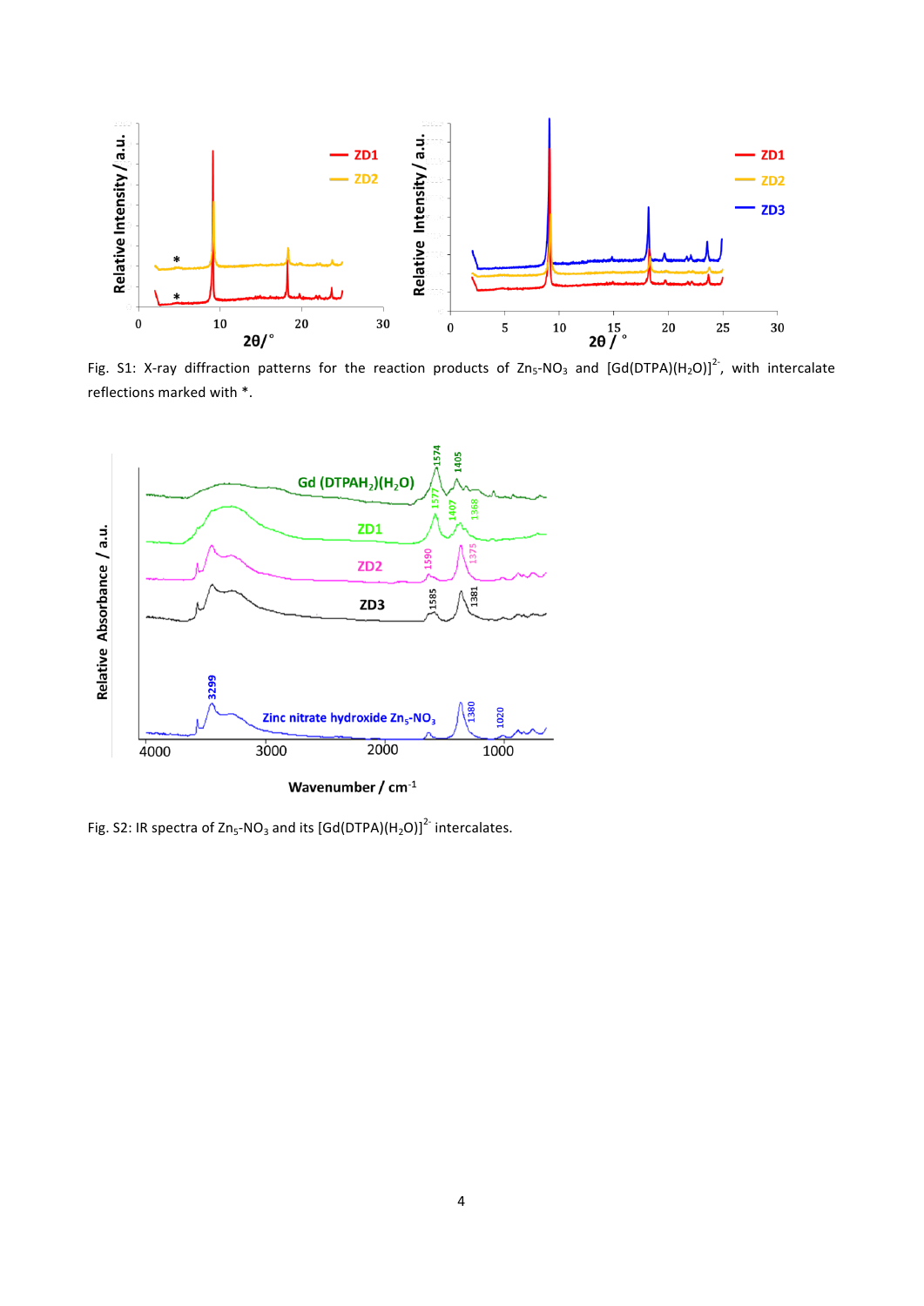Fig. S1: X-ray diffraction patterns for the reaction products of $Zn_5$-$NO_3$ and $[Gd(DTPA)(H_2O)]^{2-}$, with intercalate reflections marked with *.

Fig. S2: IR spectra of $Zn_5$-$NO_3$ and its $[Gd(DTPA)(H_2O)]^{2-}$ intercalates.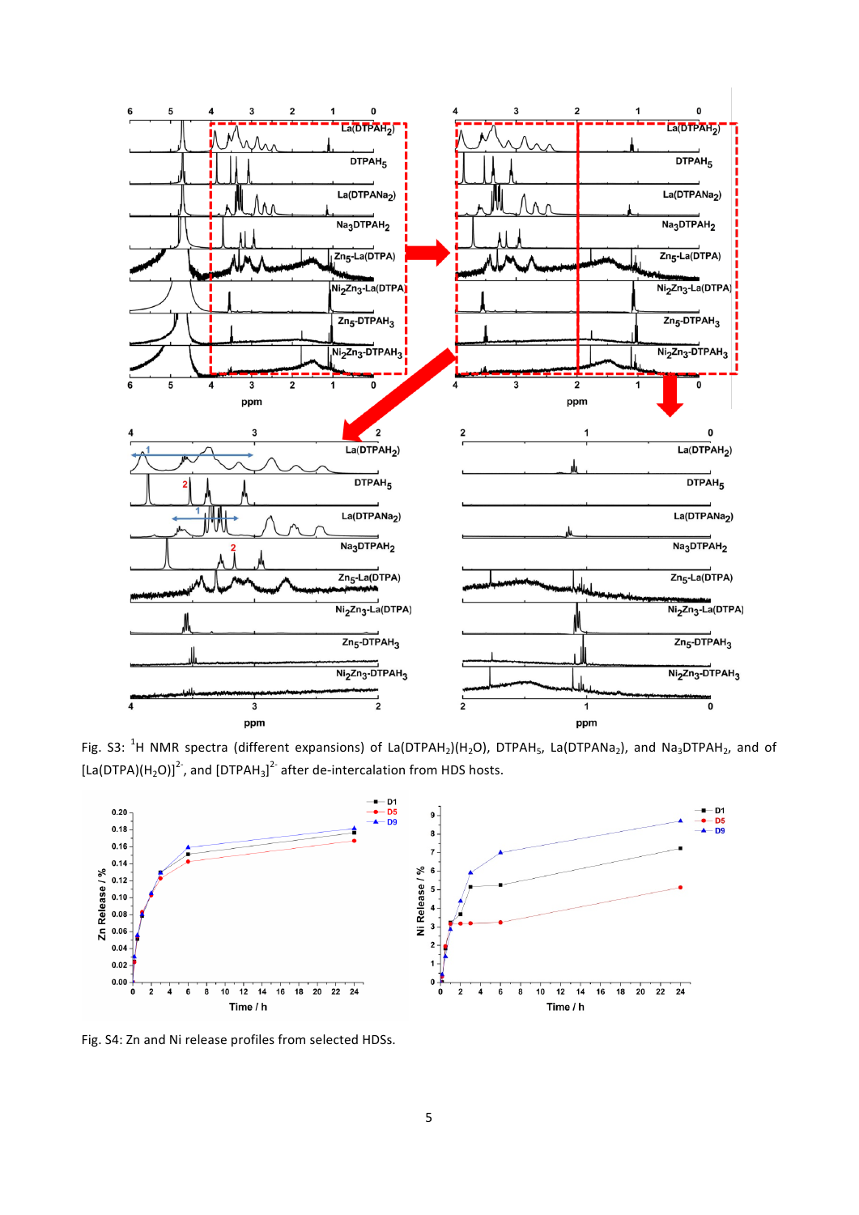6 5 4 3 2 1 0

La(DTPAH$_2$)

DTPAH$_5$

La(DTPANa$_2$)

Na$_3$DTPAH$_2$

Zn$_5$-La(DTPA)

Ni$_2$Zn$_3$-La(DTPA)

Zn$_5$-DTPAH$_3$

Ni$_2$Zn$_3$-DTPAH$_3$

6 5 4 3 2 1 0

ppm

4 3 2 1 0

La(DTPAH$_2$)

DTPAH$_5$

La(DTPANa$_2$)

Na$_3$DTPAH$_2$

Zn$_5$-La(DTPA)

Ni$_2$Zn$_3$-La(DTPA)

Zn$_5$-DTPAH$_3$

Ni$_2$Zn$_3$-DTPAH$_3$

4 3 2 1 0

ppm

4 3 2

La(DTPAH$_2$)

DTPAH$_5$

La(DTPANa$_2$)

Na$_3$DTPAH$_2$

Zn$_5$-La(DTPA)

Ni$_2$Zn$_3$-La(DTPA)

Zn$_5$-DTPAH$_3$

Ni$_2$Zn$_3$-DTPAH$_3$

4 3 2

ppm

2 1 0

La(DTPAH$_2$)

DTPAH$_5$

La(DTPANa$_2$)

Na$_3$DTPAH$_2$

Zn$_5$-La(DTPA)

Ni$_2$Zn$_3$-La(DTPA)

Zn$_5$-DTPAH$_3$

Ni$_2$Zn$_3$-DTPAH$_3$

2 1 0

ppm

Fig. S3: $^1$H NMR spectra (different expansions) of La(DTPAH$_2$)(H$_2$O), DTPAH$_5$, La(DTPANa$_2$), and Na$_3$DTPAH$_2$, and of $[La(DTPA)(H_2O)]^{2-}$, and $[DTPAH_3]^{2-}$ after de-intercalation from HDS hosts.

D1
D5
D9

Zn Release / %

0.00 0.02 0.04 0.06 0.08 0.10 0.12 0.14 0.16 0.18 0.20

0 2 4 6 8 10 12 14 16 18 20 22 24

Time / h

D1
D5
D9

Ni Release / %

0 1 2 3 4 5 6 7 8 9

0 2 4 6 8 10 12 14 16 18 20 22 24

Time / h

Fig. S4: Zn and Ni release profiles from selected HDSs.